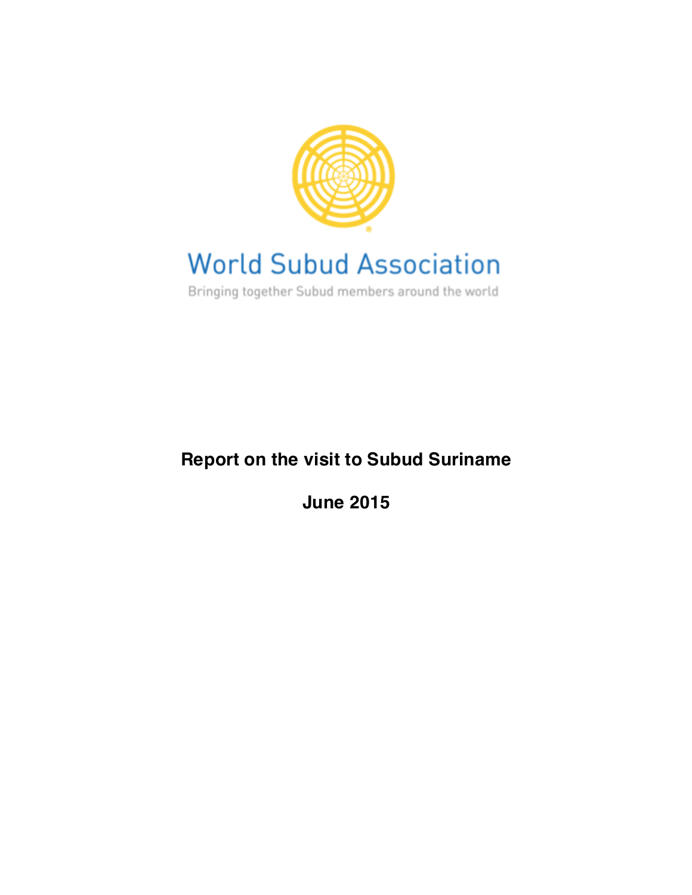World Subud Association

Bringing together Subud members around the world

# Report on the visit to Subud Suriname

## June 2015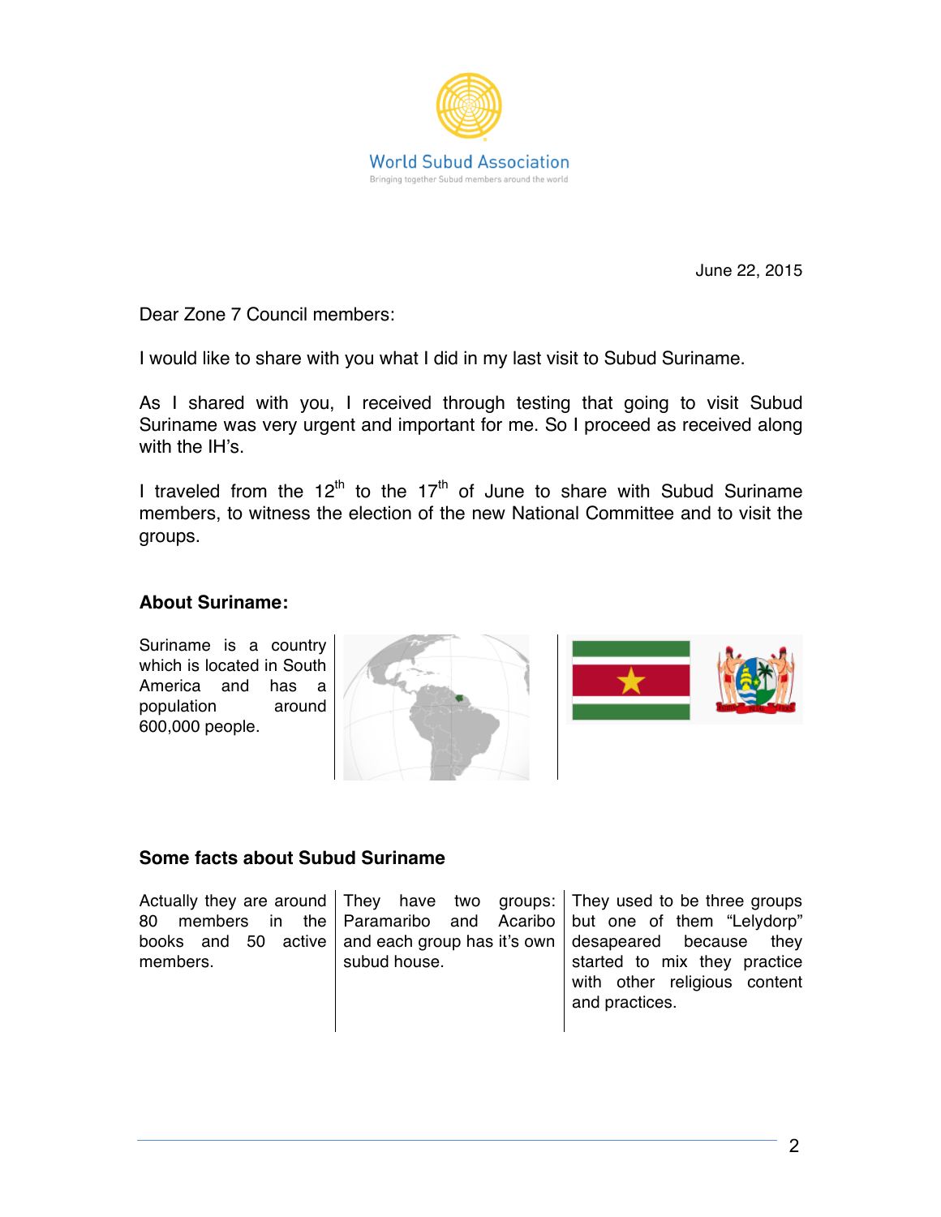World Subud Association

Bringing together Subud members around the world

June 22, 2015

Dear Zone 7 Council members:

I would like to share with you what I did in my last visit to Subud Suriname.

As I shared with you, I received through testing that going to visit Subud Suriname was very urgent and important for me. So I proceed as received along with the IH's.

I traveled from the 12th to the 17th of June to share with Subud Suriname members, to witness the election of the new National Committee and to visit the groups.

**About Suriname:**

Suriname is a country which is located in South America and has a population around 600,000 people.

**Some facts about Subud Suriname**

Actually they are around 80 members in the books and 50 active members.

They have two groups: Paramaribo and Acaribo and each group has it's own subud house.

They used to be three groups but one of them "Lelydorp" desapeared because they started to mix they practice with other religious content and practices.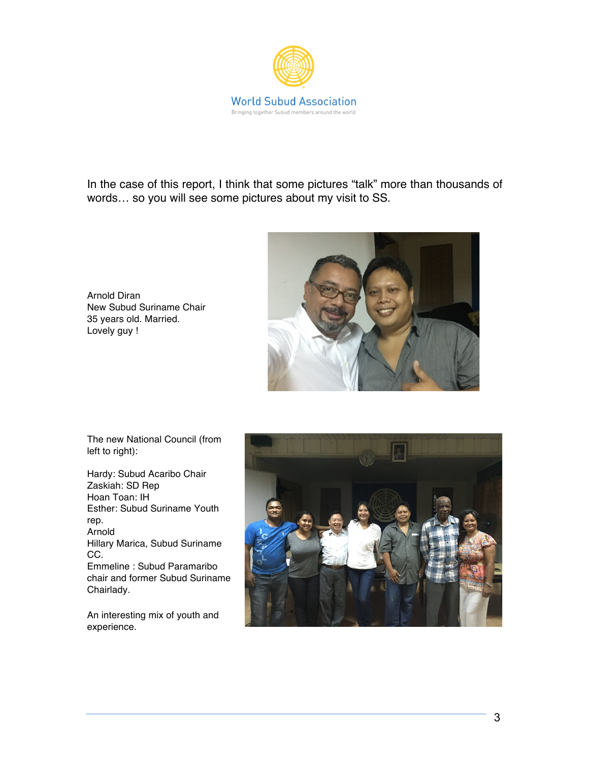In the case of this report, I think that some pictures “talk” more than thousands of words… so you will see some pictures about my visit to SS.

Arnold Diran
New Subud Suriname Chair
35 years old. Married.
Lovely guy !

The new National Council (from left to right):

Hardy: Subud Acaribo Chair
Zaskiah: SD Rep
Hoan Toan: IH
Esther: Subud Suriname Youth rep.
Arnold
Hillary Marica, Subud Suriname CC.
Emmeline : Subud Paramaribo chair and former Subud Suriname Chairlady.

An interesting mix of youth and experience.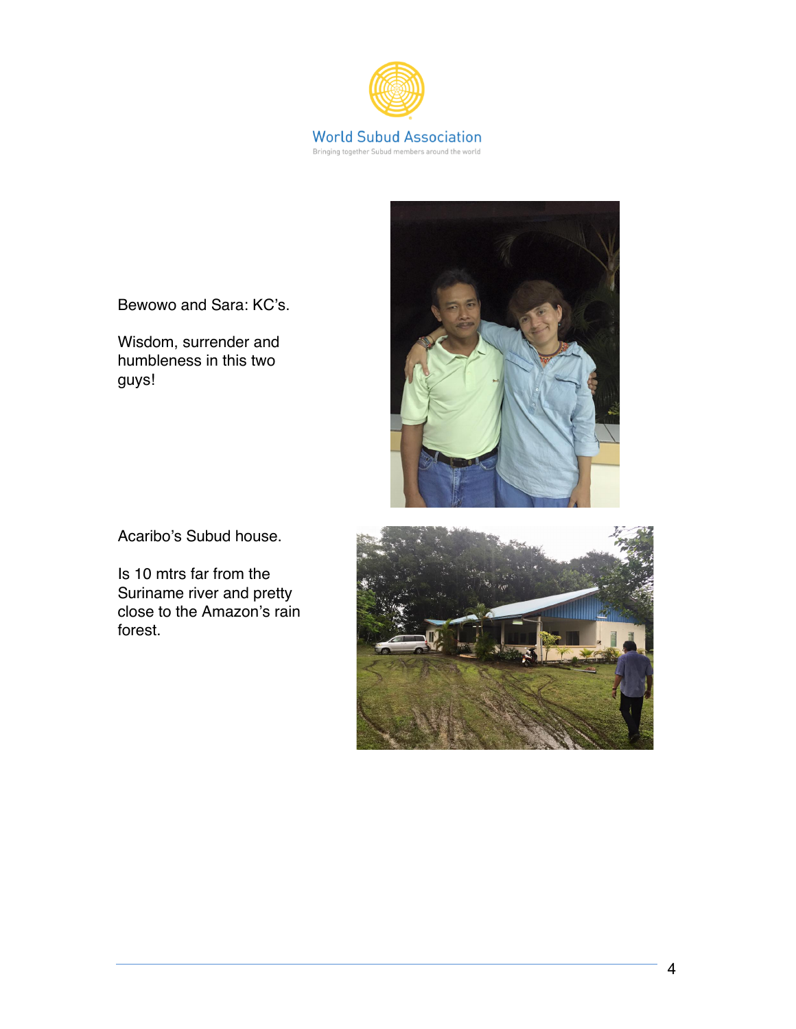Bewowo and Sara: KC's.

Wisdom, surrender and humbleness in this two guys!

Acaribo's Subud house.

Is 10 mtrs far from the Suriname river and pretty close to the Amazon's rain forest.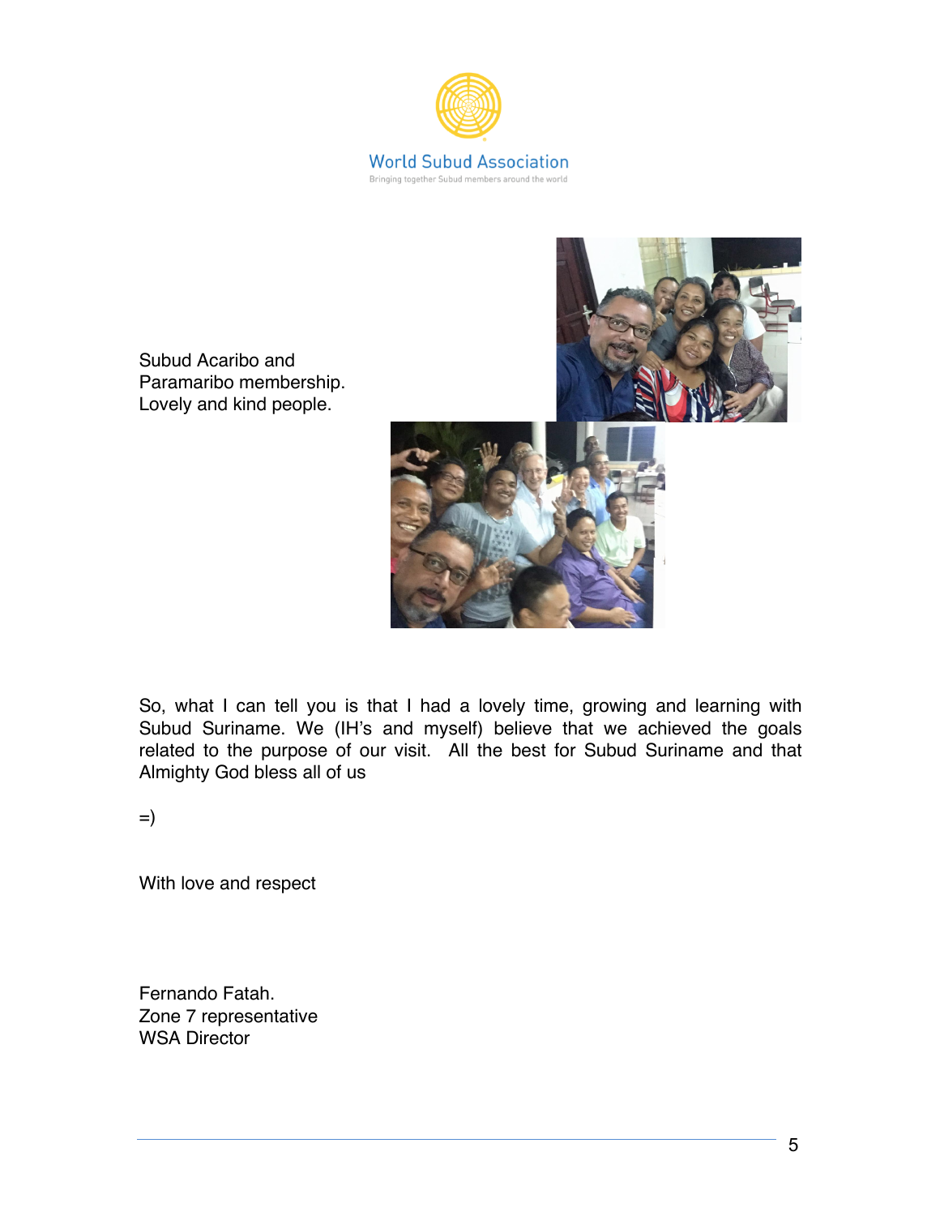World Subud Association

Bringing together Subud members around the world

Subud Acaribo and Paramaribo membership. Lovely and kind people.

So, what I can tell you is that I had a lovely time, growing and learning with Subud Suriname. We (IH's and myself) believe that we achieved the goals related to the purpose of our visit. All the best for Subud Suriname and that Almighty God bless all of us

=)

With love and respect

Fernando Fatah.
Zone 7 representative
WSA Director